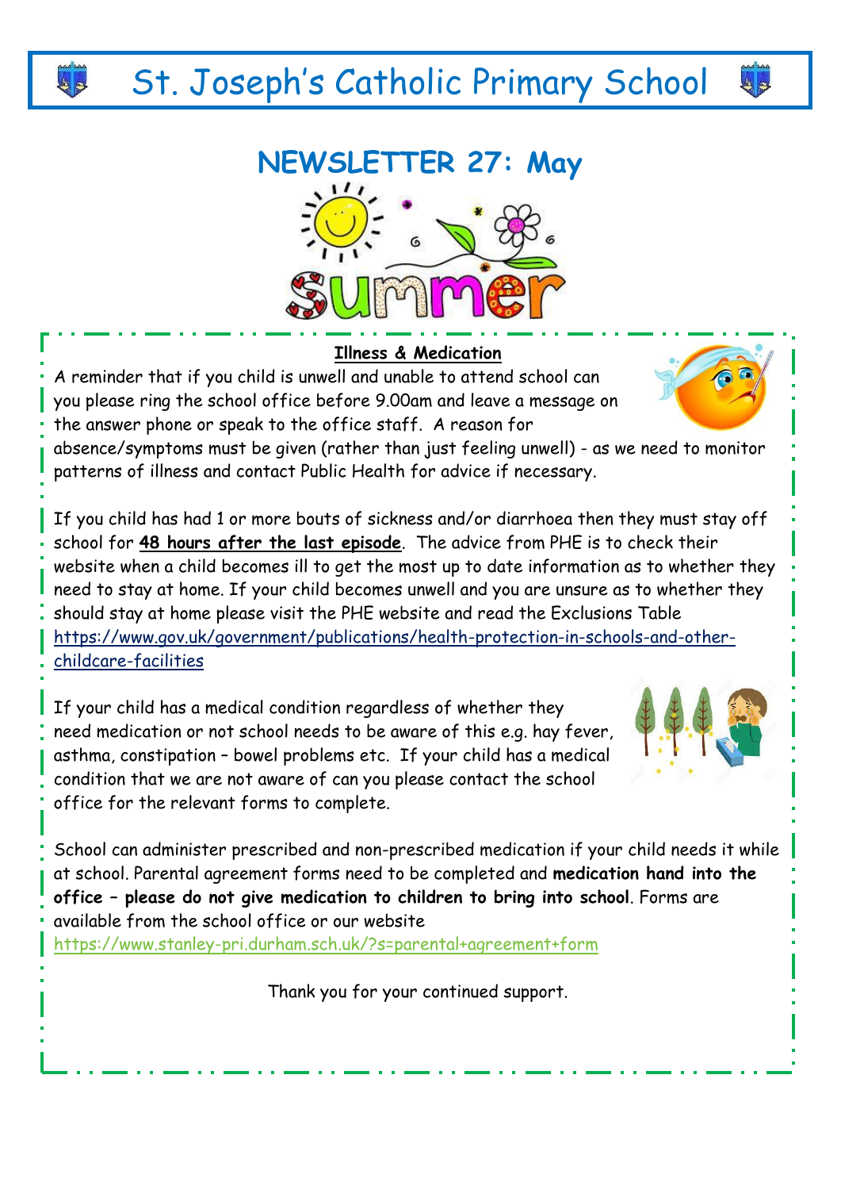# St. Joseph's Catholic Primary School

## NEWSLETTER 27: May

### Illness & Medication

A reminder that if you child is unwell and unable to attend school can you please ring the school office before 9.00am and leave a message on the answer phone or speak to the office staff. A reason for absence/symptoms must be given (rather than just feeling unwell) - as we need to monitor patterns of illness and contact Public Health for advice if necessary.

If you child has had 1 or more bouts of sickness and/or diarrhoea then they must stay off school for **48 hours after the last episode**. The advice from PHE is to check their website when a child becomes ill to get the most up to date information as to whether they need to stay at home. If your child becomes unwell and you are unsure as to whether they should stay at home please visit the PHE website and read the Exclusions Table https://www.gov.uk/government/publications/health-protection-in-schools-and-other-childcare-facilities

If your child has a medical condition regardless of whether they need medication or not school needs to be aware of this e.g. hay fever, asthma, constipation – bowel problems etc. If your child has a medical condition that we are not aware of can you please contact the school office for the relevant forms to complete.

School can administer prescribed and non-prescribed medication if your child needs it while at school. Parental agreement forms need to be completed and **medication hand into the office – please do not give medication to children to bring into school**. Forms are available from the school office or our website https://www.stanley-pri.durham.sch.uk/?s=parental+agreement+form

Thank you for your continued support.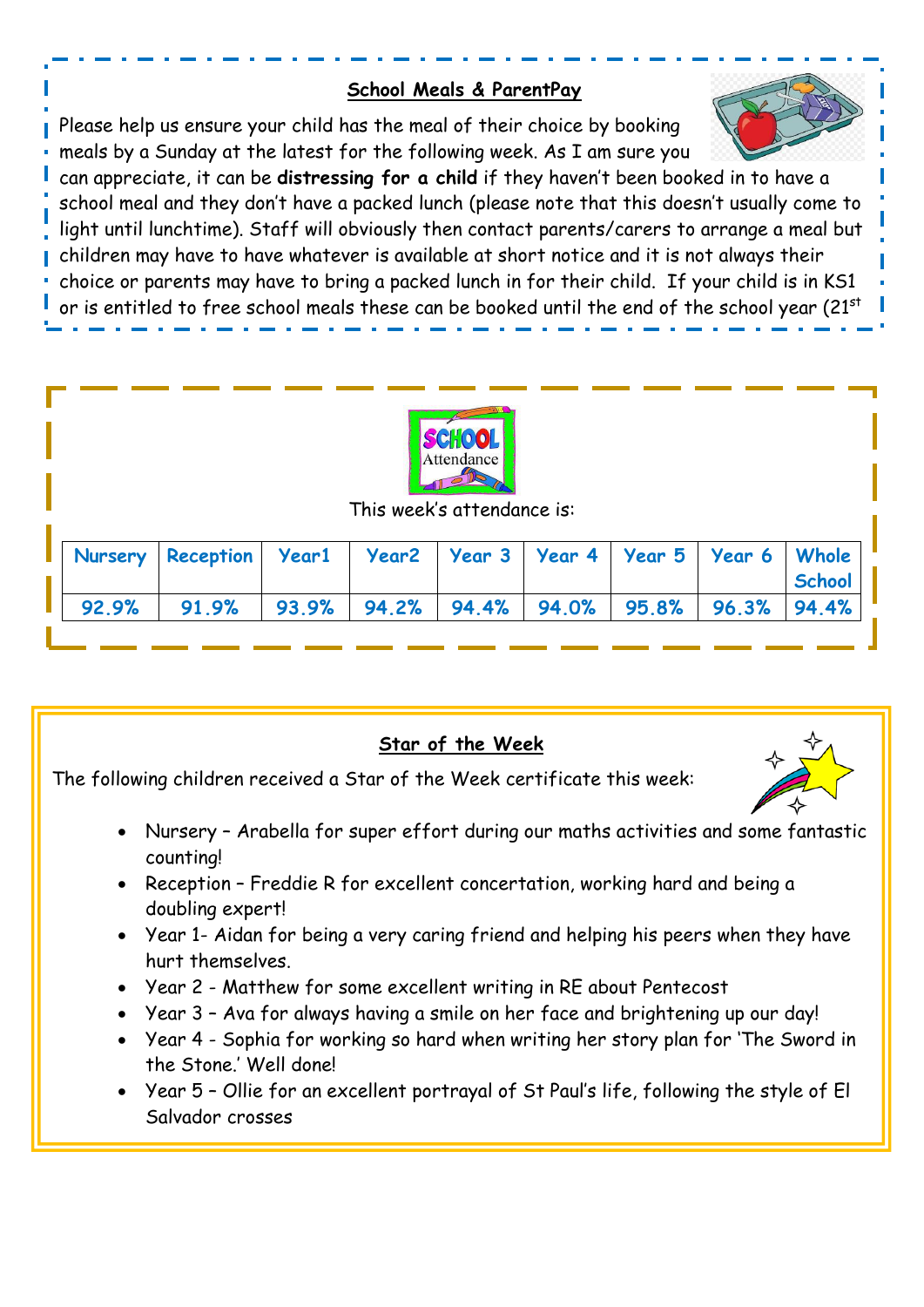## School Meals & ParentPay

Please help us ensure your child has the meal of their choice by booking meals by a Sunday at the latest for the following week. As I am sure you can appreciate, it can be **distressing for a child** if they haven't been booked in to have a school meal and they don't have a packed lunch (please note that this doesn't usually come to light until lunchtime). Staff will obviously then contact parents/carers to arrange a meal but children may have to have whatever is available at short notice and it is not always their choice or parents may have to bring a packed lunch in for their child. If your child is in KS1 or is entitled to free school meals these can be booked until the end of the school year (21st

This week's attendance is:

| Nursery | Reception | Year1 | Year2 | Year 3 | Year 4 | Year 5 | Year 6 | Whole School |
|---|---|---|---|---|---|---|---|---|
| 92.9% | 91.9% | 93.9% | 94.2% | 94.4% | 94.0% | 95.8% | 96.3% | 94.4% |

## Star of the Week

The following children received a Star of the Week certificate this week:

- Nursery – Arabella for super effort during our maths activities and some fantastic counting!
- Reception – Freddie R for excellent concertation, working hard and being a doubling expert!
- Year 1- Aidan for being a very caring friend and helping his peers when they have hurt themselves.
- Year 2 - Matthew for some excellent writing in RE about Pentecost
- Year 3 – Ava for always having a smile on her face and brightening up our day!
- Year 4 - Sophia for working so hard when writing her story plan for 'The Sword in the Stone.' Well done!
- Year 5 – Ollie for an excellent portrayal of St Paul's life, following the style of El Salvador crosses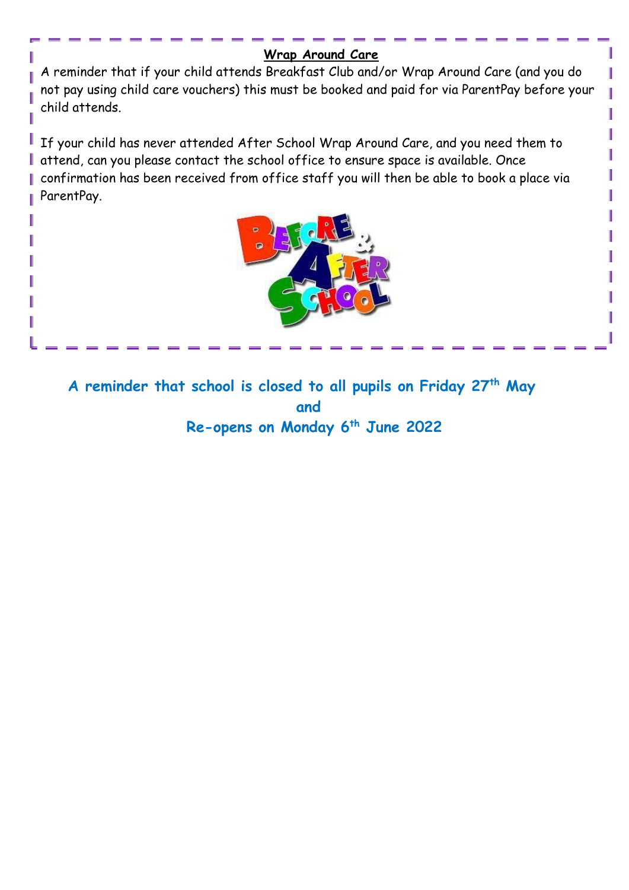**Wrap Around Care**

A reminder that if your child attends Breakfast Club and/or Wrap Around Care (and you do not pay using child care vouchers) this must be booked and paid for via ParentPay before your child attends.

If your child has never attended After School Wrap Around Care, and you need them to attend, can you please contact the school office to ensure space is available. Once confirmation has been received from office staff you will then be able to book a place via ParentPay.

**A reminder that school is closed to all pupils on Friday 27th May and Re-opens on Monday 6th June 2022**